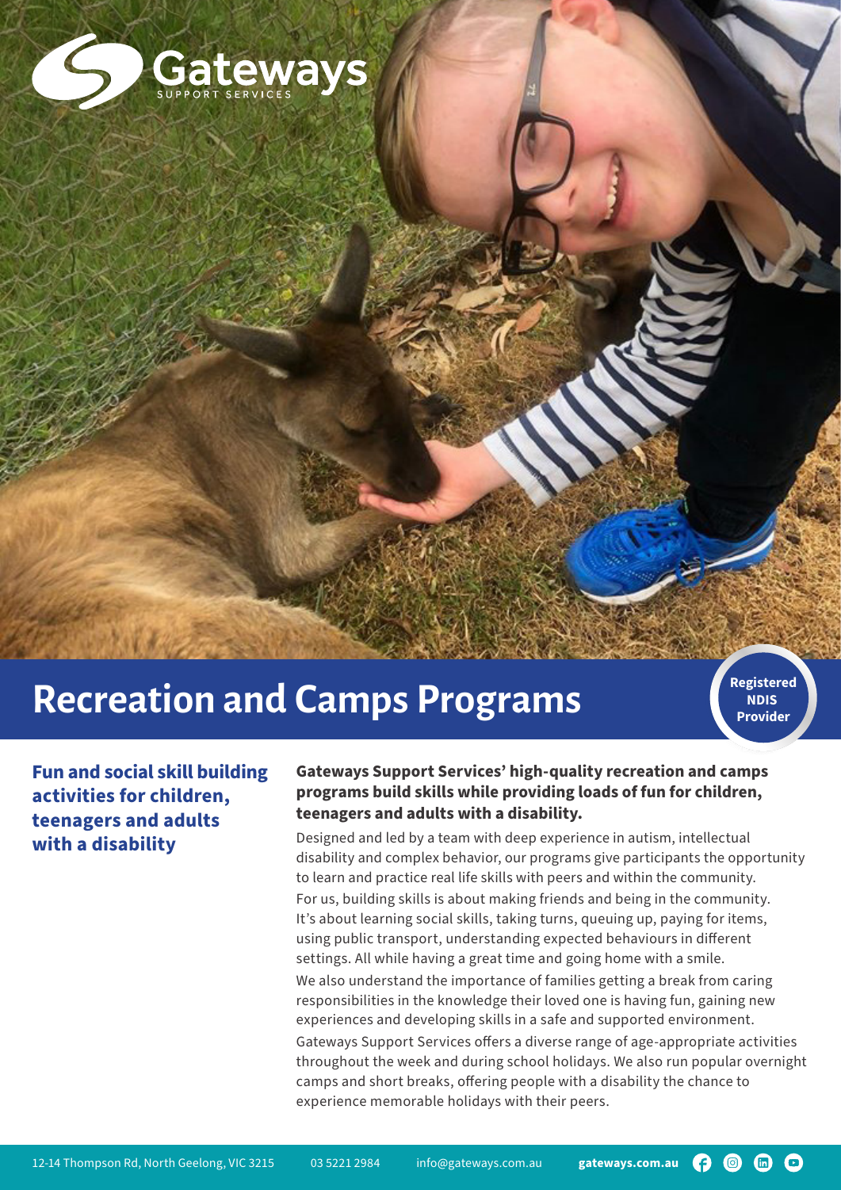Gateways
SUPPORT SERVICES

# Recreation and Camps Programs

Registered NDIS Provider

## Fun and social skill building activities for children, teenagers and adults with a disability

**Gateways Support Services' high-quality recreation and camps programs build skills while providing loads of fun for children, teenagers and adults with a disability.**

Designed and led by a team with deep experience in autism, intellectual disability and complex behavior, our programs give participants the opportunity to learn and practice real life skills with peers and within the community.

For us, building skills is about making friends and being in the community. It's about learning social skills, taking turns, queuing up, paying for items, using public transport, understanding expected behaviours in different settings. All while having a great time and going home with a smile.

We also understand the importance of families getting a break from caring responsibilities in the knowledge their loved one is having fun, gaining new experiences and developing skills in a safe and supported environment.

Gateways Support Services offers a diverse range of age-appropriate activities throughout the week and during school holidays. We also run popular overnight camps and short breaks, offering people with a disability the chance to experience memorable holidays with their peers.

12-14 Thompson Rd, North Geelong, VIC 3215 03 5221 2984 info@gateways.com.au **gateways.com.au**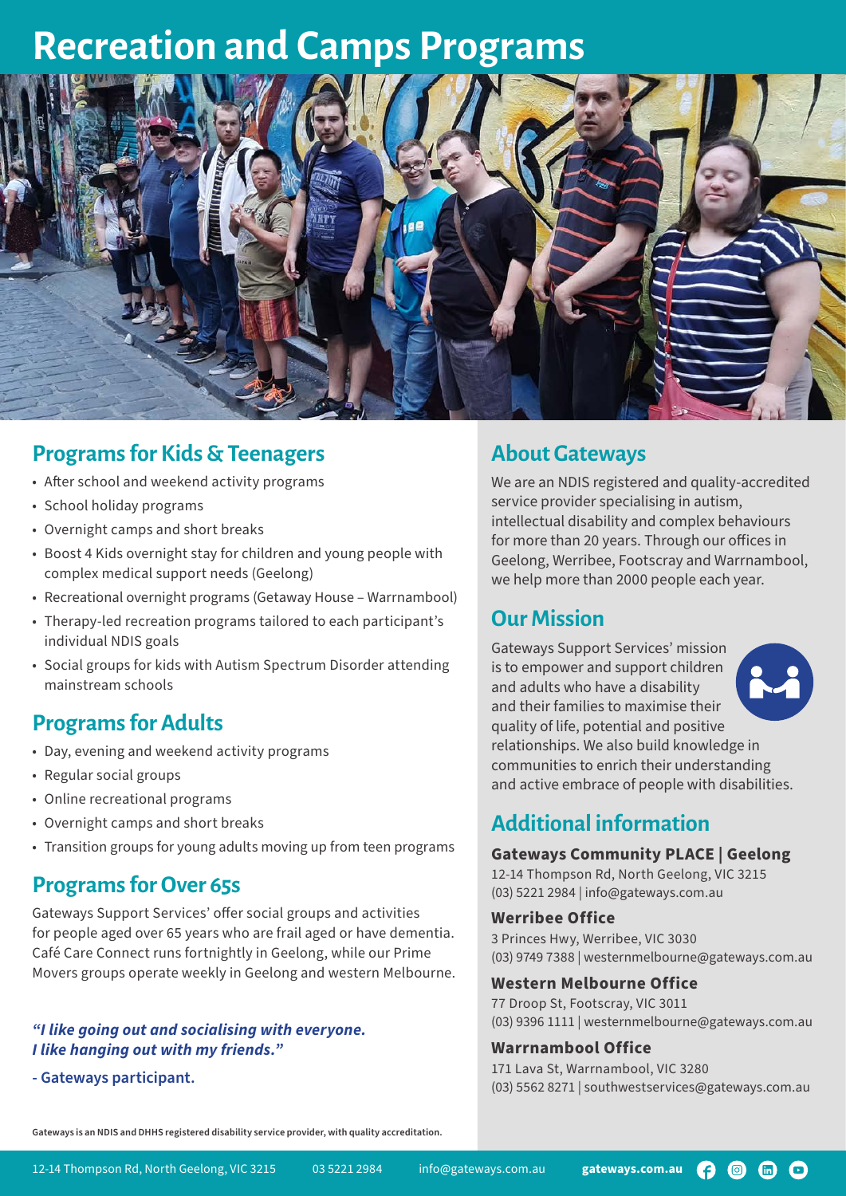# Recreation and Camps Programs

## Programs for Kids & Teenagers

- After school and weekend activity programs
- School holiday programs
- Overnight camps and short breaks
- Boost 4 Kids overnight stay for children and young people with complex medical support needs (Geelong)
- Recreational overnight programs (Getaway House – Warrnambool)
- Therapy-led recreation programs tailored to each participant's individual NDIS goals
- Social groups for kids with Autism Spectrum Disorder attending mainstream schools

## Programs for Adults

- Day, evening and weekend activity programs
- Regular social groups
- Online recreational programs
- Overnight camps and short breaks
- Transition groups for young adults moving up from teen programs

## Programs for Over 65s

Gateways Support Services' offer social groups and activities for people aged over 65 years who are frail aged or have dementia. Café Care Connect runs fortnightly in Geelong, while our Prime Movers groups operate weekly in Geelong and western Melbourne.

***"I like going out and socialising with everyone. I like hanging out with my friends."***

**- Gateways participant.**

**Gateways is an NDIS and DHHS registered disability service provider, with quality accreditation.**

## About Gateways

We are an NDIS registered and quality-accredited service provider specialising in autism, intellectual disability and complex behaviours for more than 20 years. Through our offices in Geelong, Werribee, Footscray and Warrnambool, we help more than 2000 people each year.

## Our Mission

Gateways Support Services' mission is to empower and support children and adults who have a disability and their families to maximise their quality of life, potential and positive relationships. We also build knowledge in communities to enrich their understanding and active embrace of people with disabilities.

## Additional information

**Gateways Community PLACE | Geelong**
12-14 Thompson Rd, North Geelong, VIC 3215
(03) 5221 2984 | info@gateways.com.au

**Werribee Office**
3 Princes Hwy, Werribee, VIC 3030
(03) 9749 7388 | westernmelbourne@gateways.com.au

**Western Melbourne Office**
77 Droop St, Footscray, VIC 3011
(03) 9396 1111 | westernmelbourne@gateways.com.au

**Warrnambool Office**
171 Lava St, Warrnambool, VIC 3280
(03) 5562 8271 | southwestservices@gateways.com.au

12-14 Thompson Rd, North Geelong, VIC 3215 | 03 5221 2984 | info@gateways.com.au | **gateways.com.au**